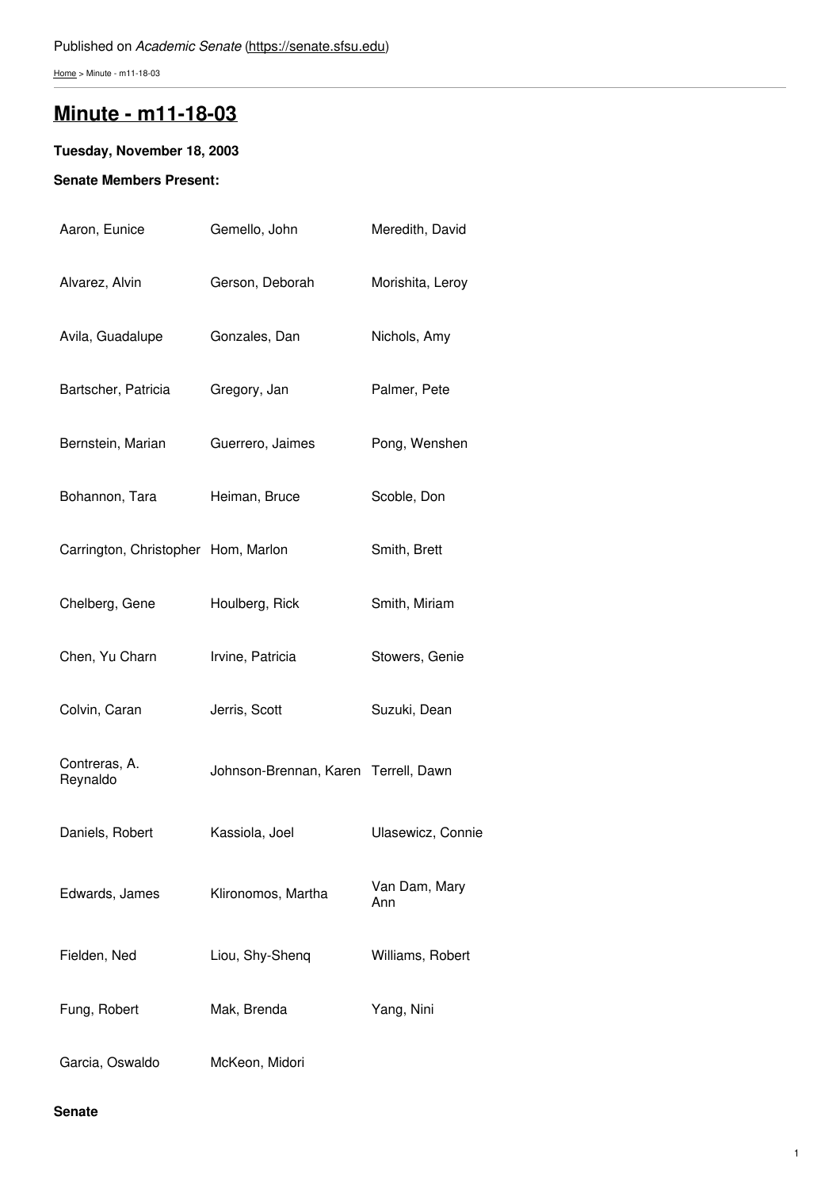Published on *Academic Senate* (https://senate.sfsu.edu)

Home > Minute - m11-18-03

# Minute - m11-18-03

**Tuesday, November 18, 2003**

**Senate Members Present:**

| | | |
|---|---|---|
| Aaron, Eunice | Gemello, John | Meredith, David |
| Alvarez, Alvin | Gerson, Deborah | Morishita, Leroy |
| Avila, Guadalupe | Gonzales, Dan | Nichols, Amy |
| Bartscher, Patricia | Gregory, Jan | Palmer, Pete |
| Bernstein, Marian | Guerrero, Jaimes | Pong, Wenshen |
| Bohannon, Tara | Heiman, Bruce | Scoble, Don |
| Carrington, Christopher | Hom, Marlon | Smith, Brett |
| Chelberg, Gene | Houlberg, Rick | Smith, Miriam |
| Chen, Yu Charn | Irvine, Patricia | Stowers, Genie |
| Colvin, Caran | Jerris, Scott | Suzuki, Dean |
| Contreras, A. Reynaldo | Johnson-Brennan, Karen | Terrell, Dawn |
| Daniels, Robert | Kassiola, Joel | Ulasewicz, Connie |
| Edwards, James | Klironomos, Martha | Van Dam, Mary Ann |
| Fielden, Ned | Liou, Shy-Shenq | Williams, Robert |
| Fung, Robert | Mak, Brenda | Yang, Nini |
| Garcia, Oswaldo | McKeon, Midori | |

**Senate**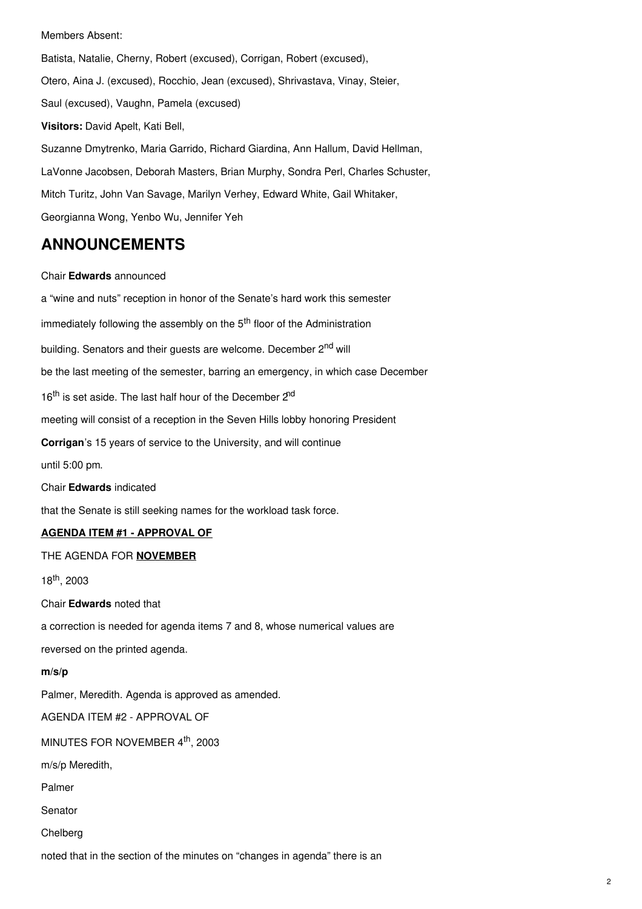Members Absent:

Batista, Natalie, Cherny, Robert (excused), Corrigan, Robert (excused), Otero, Aina J. (excused), Rocchio, Jean (excused), Shrivastava, Vinay, Steier, Saul (excused), Vaughn, Pamela (excused)

**Visitors:** David Apelt, Kati Bell, Suzanne Dmytrenko, Maria Garrido, Richard Giardina, Ann Hallum, David Hellman, LaVonne Jacobsen, Deborah Masters, Brian Murphy, Sondra Perl, Charles Schuster, Mitch Turitz, John Van Savage, Marilyn Verhey, Edward White, Gail Whitaker, Georgianna Wong, Yenbo Wu, Jennifer Yeh

## ANNOUNCEMENTS

Chair **Edwards** announced a "wine and nuts" reception in honor of the Senate's hard work this semester immediately following the assembly on the 5th floor of the Administration building. Senators and their guests are welcome. December 2nd will be the last meeting of the semester, barring an emergency, in which case December 16th is set aside. The last half hour of the December 2nd meeting will consist of a reception in the Seven Hills lobby honoring President **Corrigan**'s 15 years of service to the University, and will continue until 5:00 pm.

Chair **Edwards** indicated that the Senate is still seeking names for the workload task force.

**AGENDA ITEM #1 - APPROVAL OF** THE AGENDA FOR **NOVEMBER** 18th, 2003

Chair **Edwards** noted that a correction is needed for agenda items 7 and 8, whose numerical values are reversed on the printed agenda.

**m/s/p** Palmer, Meredith. Agenda is approved as amended.

AGENDA ITEM #2 - APPROVAL OF MINUTES FOR NOVEMBER 4th, 2003

m/s/p Meredith, Palmer

Senator Chelberg noted that in the section of the minutes on "changes in agenda" there is an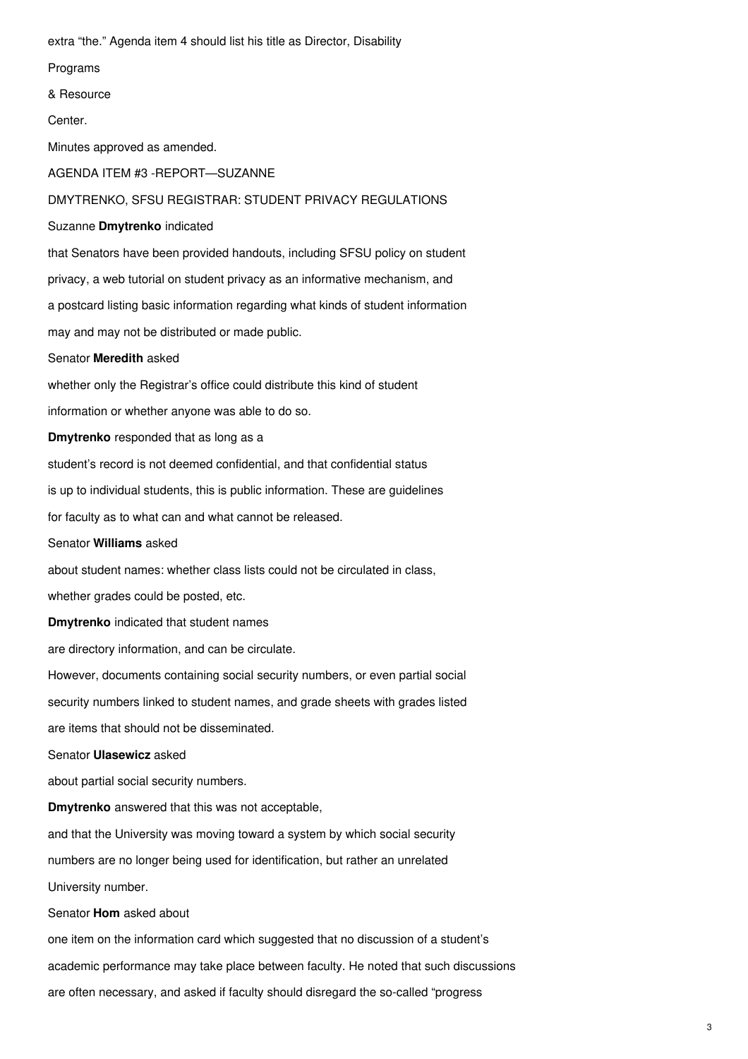extra "the." Agenda item 4 should list his title as Director, Disability Programs & Resource Center.

Minutes approved as amended.

AGENDA ITEM #3 -REPORT—SUZANNE DMYTRENKO, SFSU REGISTRAR: STUDENT PRIVACY REGULATIONS

Suzanne **Dmytrenko** indicated that Senators have been provided handouts, including SFSU policy on student privacy, a web tutorial on student privacy as an informative mechanism, and a postcard listing basic information regarding what kinds of student information may and may not be distributed or made public.

Senator **Meredith** asked whether only the Registrar's office could distribute this kind of student information or whether anyone was able to do so.

**Dmytrenko** responded that as long as a student's record is not deemed confidential, and that confidential status is up to individual students, this is public information. These are guidelines for faculty as to what can and what cannot be released.

Senator **Williams** asked about student names: whether class lists could not be circulated in class, whether grades could be posted, etc.

**Dmytrenko** indicated that student names are directory information, and can be circulate. However, documents containing social security numbers, or even partial social security numbers linked to student names, and grade sheets with grades listed are items that should not be disseminated.

Senator **Ulasewicz** asked about partial social security numbers.

**Dmytrenko** answered that this was not acceptable, and that the University was moving toward a system by which social security numbers are no longer being used for identification, but rather an unrelated University number.

Senator **Hom** asked about one item on the information card which suggested that no discussion of a student's academic performance may take place between faculty. He noted that such discussions are often necessary, and asked if faculty should disregard the so-called "progress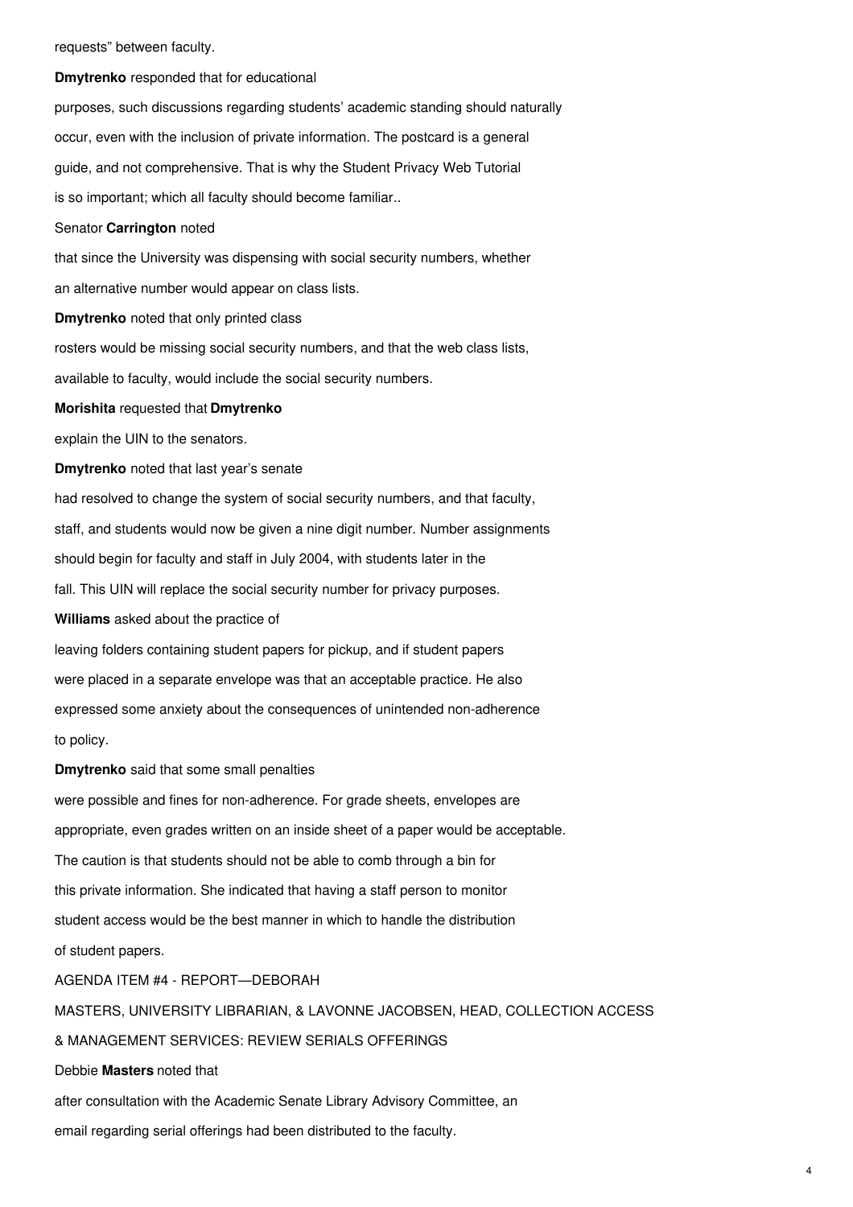requests" between faculty.

**Dmytrenko** responded that for educational purposes, such discussions regarding students' academic standing should naturally occur, even with the inclusion of private information. The postcard is a general guide, and not comprehensive. That is why the Student Privacy Web Tutorial is so important; which all faculty should become familiar..

Senator **Carrington** noted that since the University was dispensing with social security numbers, whether an alternative number would appear on class lists.

**Dmytrenko** noted that only printed class rosters would be missing social security numbers, and that the web class lists, available to faculty, would include the social security numbers.

**Morishita** requested that **Dmytrenko** explain the UIN to the senators.

**Dmytrenko** noted that last year's senate had resolved to change the system of social security numbers, and that faculty, staff, and students would now be given a nine digit number. Number assignments should begin for faculty and staff in July 2004, with students later in the fall. This UIN will replace the social security number for privacy purposes.

**Williams** asked about the practice of leaving folders containing student papers for pickup, and if student papers were placed in a separate envelope was that an acceptable practice. He also expressed some anxiety about the consequences of unintended non-adherence to policy.

**Dmytrenko** said that some small penalties were possible and fines for non-adherence. For grade sheets, envelopes are appropriate, even grades written on an inside sheet of a paper would be acceptable. The caution is that students should not be able to comb through a bin for this private information. She indicated that having a staff person to monitor student access would be the best manner in which to handle the distribution of student papers.

AGENDA ITEM #4 - REPORT—DEBORAH MASTERS, UNIVERSITY LIBRARIAN, & LAVONNE JACOBSEN, HEAD, COLLECTION ACCESS & MANAGEMENT SERVICES: REVIEW SERIALS OFFERINGS

Debbie **Masters** noted that after consultation with the Academic Senate Library Advisory Committee, an email regarding serial offerings had been distributed to the faculty.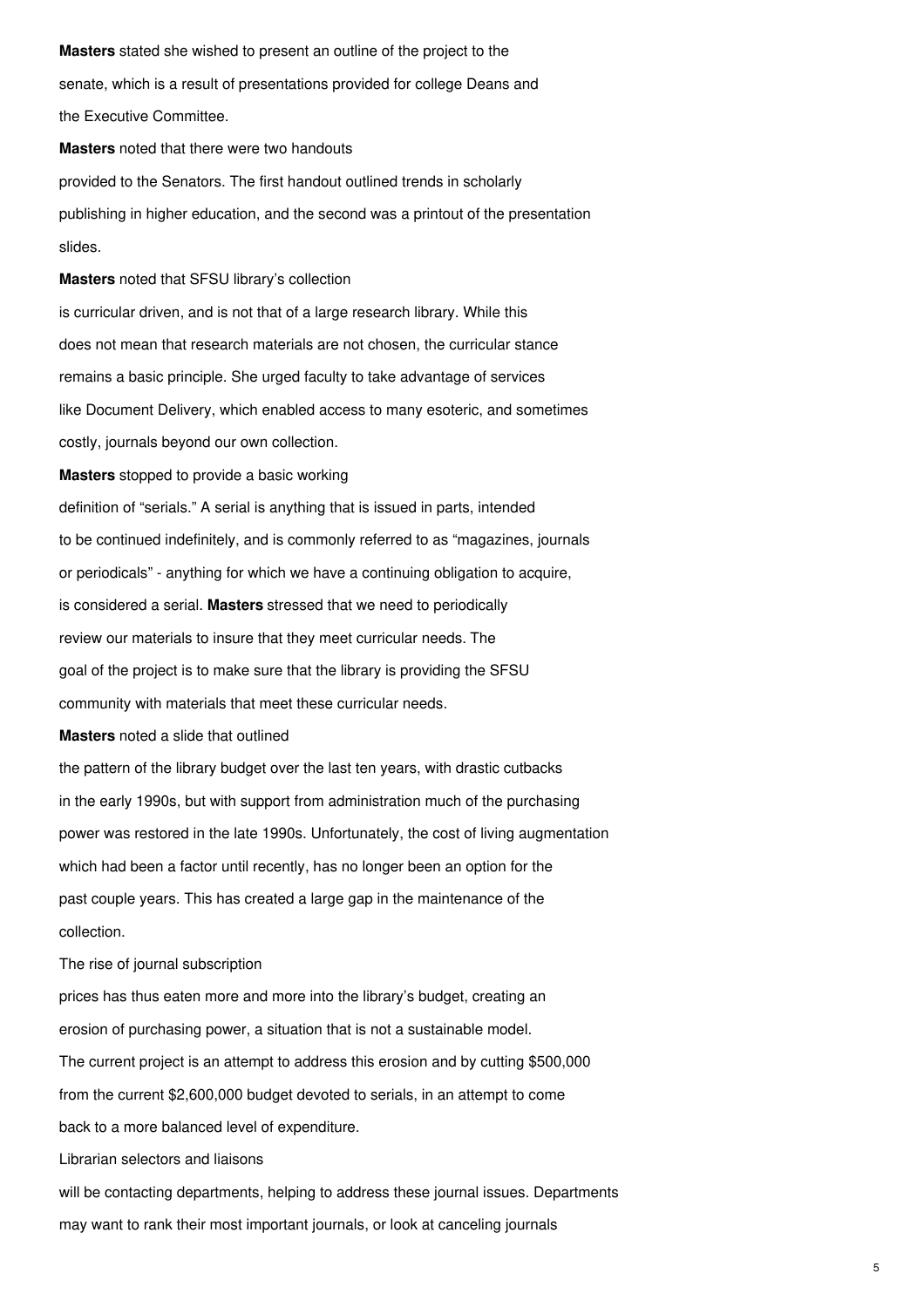**Masters** stated she wished to present an outline of the project to the senate, which is a result of presentations provided for college Deans and the Executive Committee.

**Masters** noted that there were two handouts provided to the Senators. The first handout outlined trends in scholarly publishing in higher education, and the second was a printout of the presentation slides.

**Masters** noted that SFSU library's collection is curricular driven, and is not that of a large research library. While this does not mean that research materials are not chosen, the curricular stance remains a basic principle. She urged faculty to take advantage of services like Document Delivery, which enabled access to many esoteric, and sometimes costly, journals beyond our own collection.

**Masters** stopped to provide a basic working definition of "serials." A serial is anything that is issued in parts, intended to be continued indefinitely, and is commonly referred to as "magazines, journals or periodicals" - anything for which we have a continuing obligation to acquire, is considered a serial. **Masters** stressed that we need to periodically review our materials to insure that they meet curricular needs. The goal of the project is to make sure that the library is providing the SFSU community with materials that meet these curricular needs.

**Masters** noted a slide that outlined the pattern of the library budget over the last ten years, with drastic cutbacks in the early 1990s, but with support from administration much of the purchasing power was restored in the late 1990s. Unfortunately, the cost of living augmentation which had been a factor until recently, has no longer been an option for the past couple years. This has created a large gap in the maintenance of the collection.

The rise of journal subscription prices has thus eaten more and more into the library's budget, creating an erosion of purchasing power, a situation that is not a sustainable model. The current project is an attempt to address this erosion and by cutting $500,000 from the current $2,600,000 budget devoted to serials, in an attempt to come back to a more balanced level of expenditure.

Librarian selectors and liaisons will be contacting departments, helping to address these journal issues. Departments may want to rank their most important journals, or look at canceling journals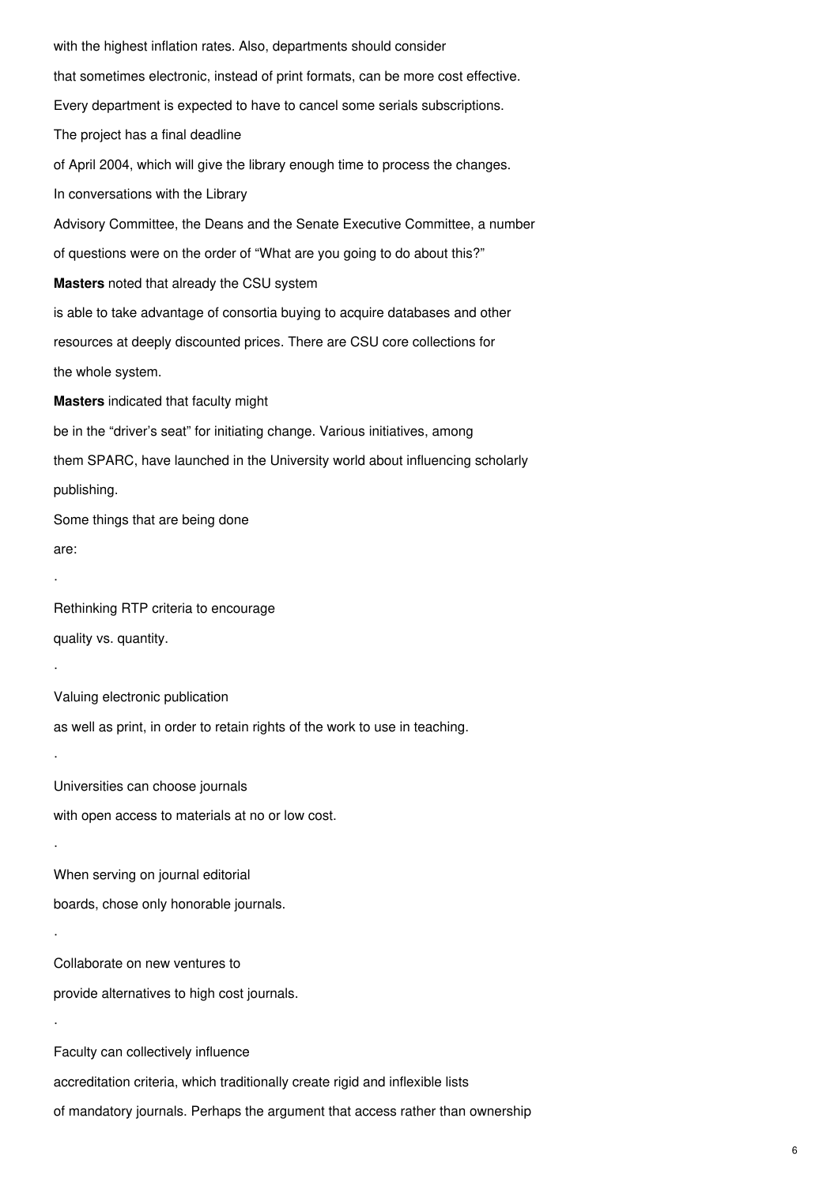with the highest inflation rates. Also, departments should consider that sometimes electronic, instead of print formats, can be more cost effective. Every department is expected to have to cancel some serials subscriptions. The project has a final deadline of April 2004, which will give the library enough time to process the changes.

In conversations with the Library Advisory Committee, the Deans and the Senate Executive Committee, a number of questions were on the order of "What are you going to do about this?"

**Masters** noted that already the CSU system is able to take advantage of consortia buying to acquire databases and other resources at deeply discounted prices. There are CSU core collections for the whole system.

**Masters** indicated that faculty might be in the "driver's seat" for initiating change. Various initiatives, among them SPARC, have launched in the University world about influencing scholarly publishing.

Some things that are being done are:

- Rethinking RTP criteria to encourage quality vs. quantity.
- Valuing electronic publication as well as print, in order to retain rights of the work to use in teaching.
- Universities can choose journals with open access to materials at no or low cost.
- When serving on journal editorial boards, chose only honorable journals.
- Collaborate on new ventures to provide alternatives to high cost journals.
- Faculty can collectively influence accreditation criteria, which traditionally create rigid and inflexible lists of mandatory journals. Perhaps the argument that access rather than ownership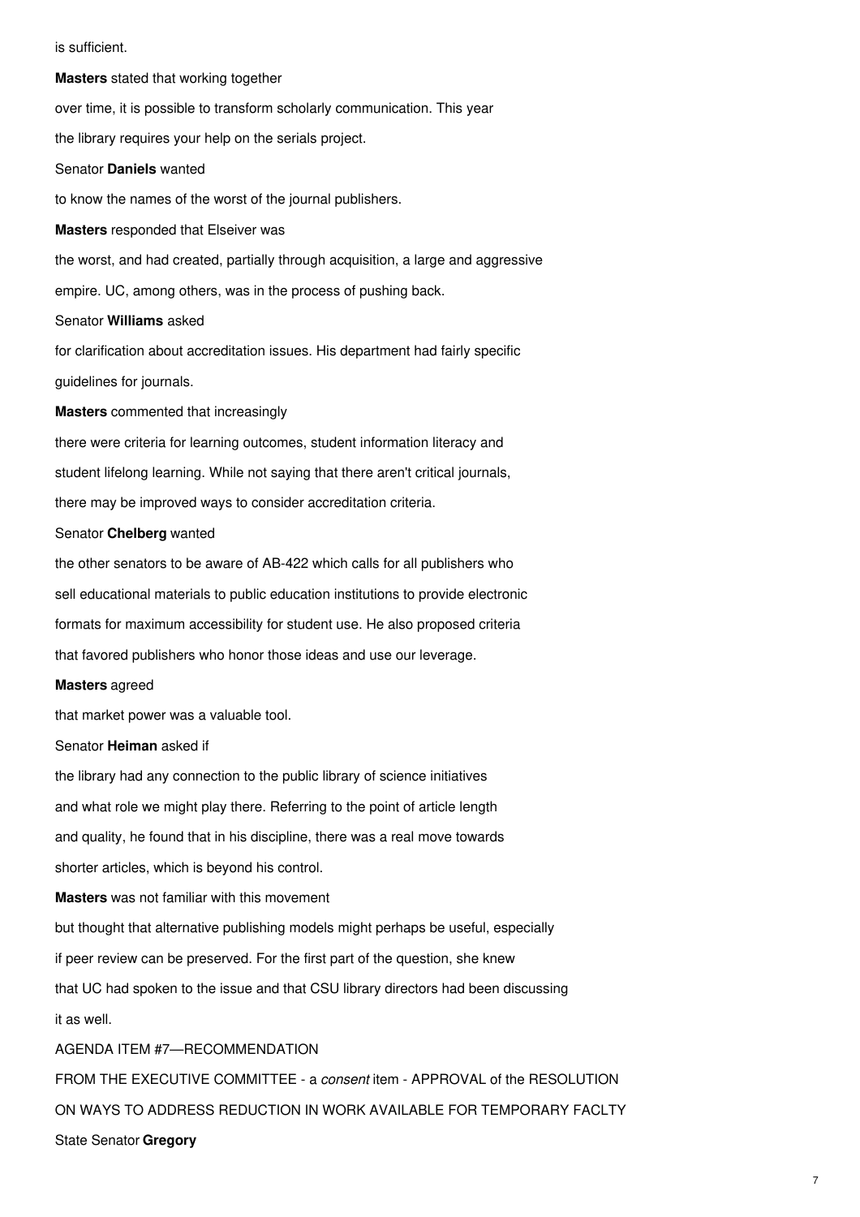is sufficient.

**Masters** stated that working together over time, it is possible to transform scholarly communication. This year the library requires your help on the serials project.

Senator **Daniels** wanted to know the names of the worst of the journal publishers.

**Masters** responded that Elseiver was the worst, and had created, partially through acquisition, a large and aggressive empire. UC, among others, was in the process of pushing back.

Senator **Williams** asked for clarification about accreditation issues. His department had fairly specific guidelines for journals.

**Masters** commented that increasingly there were criteria for learning outcomes, student information literacy and student lifelong learning. While not saying that there aren't critical journals, there may be improved ways to consider accreditation criteria.

Senator **Chelberg** wanted the other senators to be aware of AB-422 which calls for all publishers who sell educational materials to public education institutions to provide electronic formats for maximum accessibility for student use. He also proposed criteria that favored publishers who honor those ideas and use our leverage.

**Masters** agreed that market power was a valuable tool.

Senator **Heiman** asked if the library had any connection to the public library of science initiatives and what role we might play there. Referring to the point of article length and quality, he found that in his discipline, there was a real move towards shorter articles, which is beyond his control.

**Masters** was not familiar with this movement but thought that alternative publishing models might perhaps be useful, especially if peer review can be preserved. For the first part of the question, she knew that UC had spoken to the issue and that CSU library directors had been discussing it as well.

AGENDA ITEM #7—RECOMMENDATION FROM THE EXECUTIVE COMMITTEE - a *consent* item - APPROVAL of the RESOLUTION ON WAYS TO ADDRESS REDUCTION IN WORK AVAILABLE FOR TEMPORARY FACLTY

State Senator **Gregory**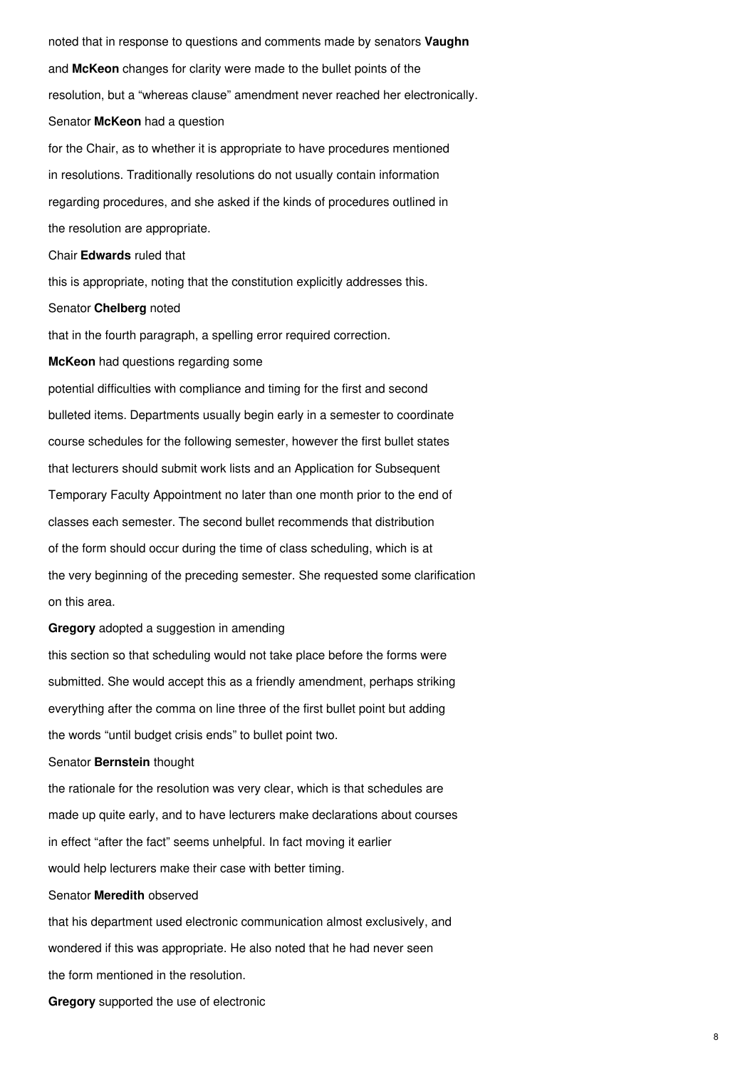noted that in response to questions and comments made by senators **Vaughn** and **McKeon** changes for clarity were made to the bullet points of the resolution, but a "whereas clause" amendment never reached her electronically.

Senator **McKeon** had a question for the Chair, as to whether it is appropriate to have procedures mentioned in resolutions. Traditionally resolutions do not usually contain information regarding procedures, and she asked if the kinds of procedures outlined in the resolution are appropriate.

Chair **Edwards** ruled that this is appropriate, noting that the constitution explicitly addresses this.

Senator **Chelberg** noted that in the fourth paragraph, a spelling error required correction.

**McKeon** had questions regarding some potential difficulties with compliance and timing for the first and second bulleted items. Departments usually begin early in a semester to coordinate course schedules for the following semester, however the first bullet states that lecturers should submit work lists and an Application for Subsequent Temporary Faculty Appointment no later than one month prior to the end of classes each semester. The second bullet recommends that distribution of the form should occur during the time of class scheduling, which is at the very beginning of the preceding semester. She requested some clarification on this area.

**Gregory** adopted a suggestion in amending this section so that scheduling would not take place before the forms were submitted. She would accept this as a friendly amendment, perhaps striking everything after the comma on line three of the first bullet point but adding the words "until budget crisis ends" to bullet point two.

Senator **Bernstein** thought the rationale for the resolution was very clear, which is that schedules are made up quite early, and to have lecturers make declarations about courses in effect "after the fact" seems unhelpful. In fact moving it earlier would help lecturers make their case with better timing.

Senator **Meredith** observed that his department used electronic communication almost exclusively, and wondered if this was appropriate. He also noted that he had never seen the form mentioned in the resolution.

**Gregory** supported the use of electronic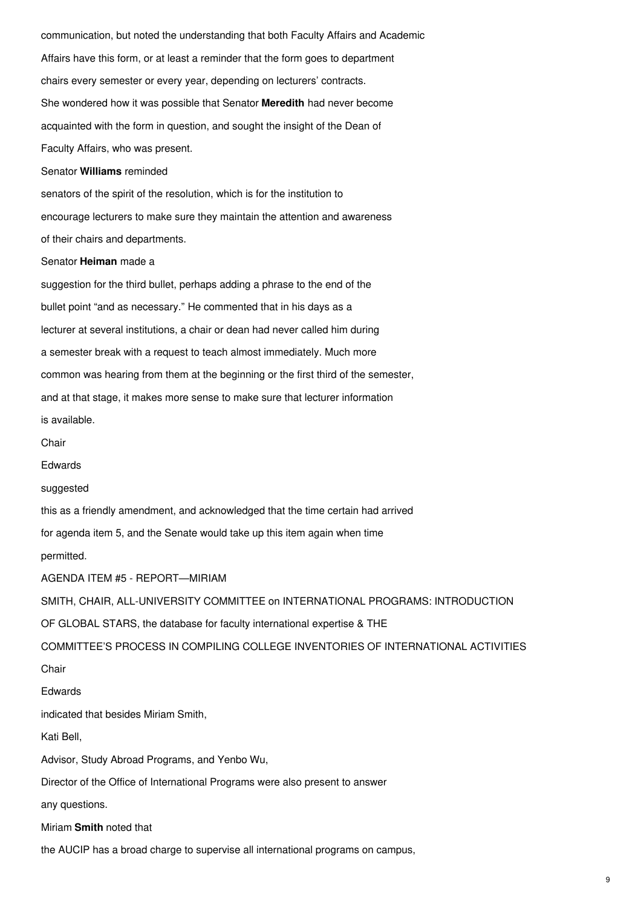communication, but noted the understanding that both Faculty Affairs and Academic Affairs have this form, or at least a reminder that the form goes to department chairs every semester or every year, depending on lecturers' contracts. She wondered how it was possible that Senator **Meredith** had never become acquainted with the form in question, and sought the insight of the Dean of Faculty Affairs, who was present.

Senator **Williams** reminded senators of the spirit of the resolution, which is for the institution to encourage lecturers to make sure they maintain the attention and awareness of their chairs and departments.

Senator **Heiman** made a suggestion for the third bullet, perhaps adding a phrase to the end of the bullet point "and as necessary." He commented that in his days as a lecturer at several institutions, a chair or dean had never called him during a semester break with a request to teach almost immediately. Much more common was hearing from them at the beginning or the first third of the semester, and at that stage, it makes more sense to make sure that lecturer information is available.

Chair Edwards suggested this as a friendly amendment, and acknowledged that the time certain had arrived for agenda item 5, and the Senate would take up this item again when time permitted.

AGENDA ITEM #5 - REPORT—MIRIAM SMITH, CHAIR, ALL-UNIVERSITY COMMITTEE on INTERNATIONAL PROGRAMS: INTRODUCTION OF GLOBAL STARS, the database for faculty international expertise & THE COMMITTEE'S PROCESS IN COMPILING COLLEGE INVENTORIES OF INTERNATIONAL ACTIVITIES

Chair Edwards indicated that besides Miriam Smith, Kati Bell, Advisor, Study Abroad Programs, and Yenbo Wu, Director of the Office of International Programs were also present to answer any questions.

Miriam **Smith** noted that the AUCIP has a broad charge to supervise all international programs on campus,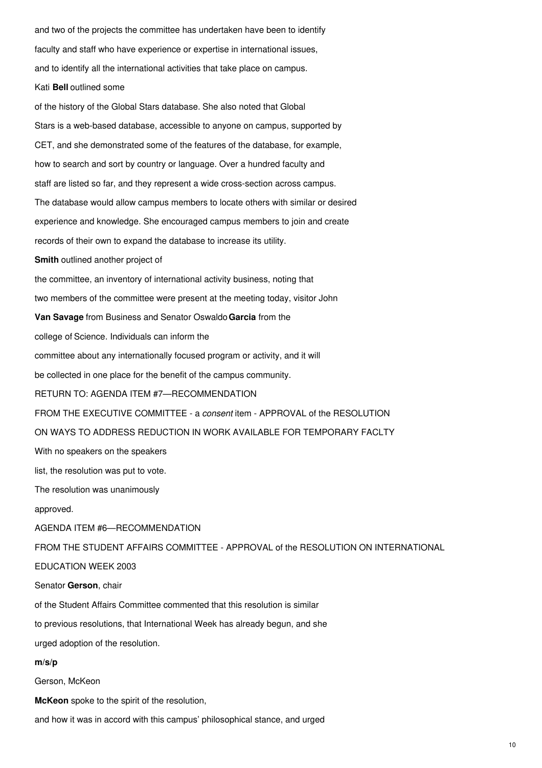and two of the projects the committee has undertaken have been to identify faculty and staff who have experience or expertise in international issues, and to identify all the international activities that take place on campus.

Kati **Bell** outlined some of the history of the Global Stars database. She also noted that Global Stars is a web-based database, accessible to anyone on campus, supported by CET, and she demonstrated some of the features of the database, for example, how to search and sort by country or language. Over a hundred faculty and staff are listed so far, and they represent a wide cross-section across campus. The database would allow campus members to locate others with similar or desired experience and knowledge. She encouraged campus members to join and create records of their own to expand the database to increase its utility.

**Smith** outlined another project of the committee, an inventory of international activity business, noting that two members of the committee were present at the meeting today, visitor John **Van Savage** from Business and Senator Oswaldo **Garcia** from the college of Science. Individuals can inform the committee about any internationally focused program or activity, and it will be collected in one place for the benefit of the campus community.

RETURN TO: AGENDA ITEM #7—RECOMMENDATION FROM THE EXECUTIVE COMMITTEE - a *consent* item - APPROVAL of the RESOLUTION ON WAYS TO ADDRESS REDUCTION IN WORK AVAILABLE FOR TEMPORARY FACLTY

With no speakers on the speakers list, the resolution was put to vote.

The resolution was unanimously approved.

AGENDA ITEM #6—RECOMMENDATION FROM THE STUDENT AFFAIRS COMMITTEE - APPROVAL of the RESOLUTION ON INTERNATIONAL EDUCATION WEEK 2003

Senator **Gerson**, chair of the Student Affairs Committee commented that this resolution is similar to previous resolutions, that International Week has already begun, and she urged adoption of the resolution.

**m/s/p**

Gerson, McKeon

**McKeon** spoke to the spirit of the resolution, and how it was in accord with this campus' philosophical stance, and urged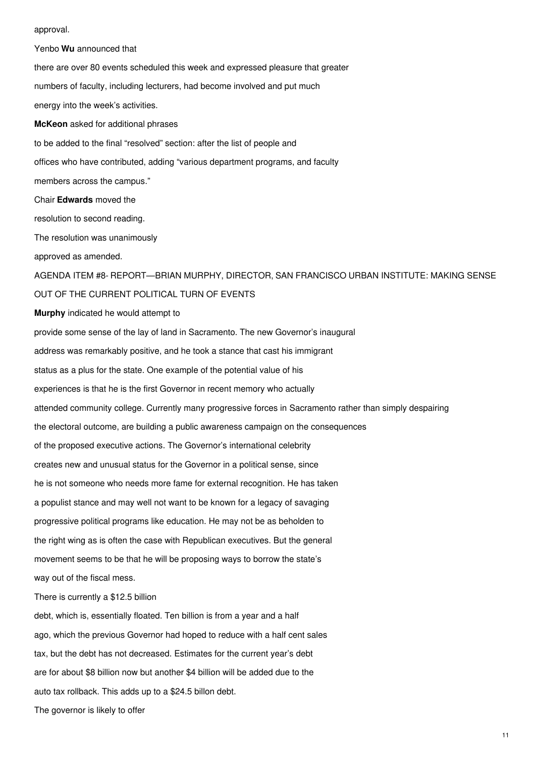approval.

Yenbo **Wu** announced that there are over 80 events scheduled this week and expressed pleasure that greater numbers of faculty, including lecturers, had become involved and put much energy into the week's activities.

**McKeon** asked for additional phrases to be added to the final "resolved" section: after the list of people and offices who have contributed, adding "various department programs, and faculty members across the campus."

Chair **Edwards** moved the resolution to second reading.

The resolution was unanimously approved as amended.

AGENDA ITEM #8- REPORT—BRIAN MURPHY, DIRECTOR, SAN FRANCISCO URBAN INSTITUTE: MAKING SENSE OUT OF THE CURRENT POLITICAL TURN OF EVENTS

**Murphy** indicated he would attempt to provide some sense of the lay of land in Sacramento. The new Governor's inaugural address was remarkably positive, and he took a stance that cast his immigrant status as a plus for the state. One example of the potential value of his experiences is that he is the first Governor in recent memory who actually attended community college. Currently many progressive forces in Sacramento rather than simply despairing the electoral outcome, are building a public awareness campaign on the consequences of the proposed executive actions. The Governor's international celebrity creates new and unusual status for the Governor in a political sense, since he is not someone who needs more fame for external recognition. He has taken a populist stance and may well not want to be known for a legacy of savaging progressive political programs like education. He may not be as beholden to the right wing as is often the case with Republican executives. But the general movement seems to be that he will be proposing ways to borrow the state's way out of the fiscal mess.

There is currently a $12.5 billion debt, which is, essentially floated. Ten billion is from a year and a half ago, which the previous Governor had hoped to reduce with a half cent sales tax, but the debt has not decreased. Estimates for the current year's debt are for about $8 billion now but another $4 billion will be added due to the auto tax rollback. This adds up to a $24.5 billon debt.

The governor is likely to offer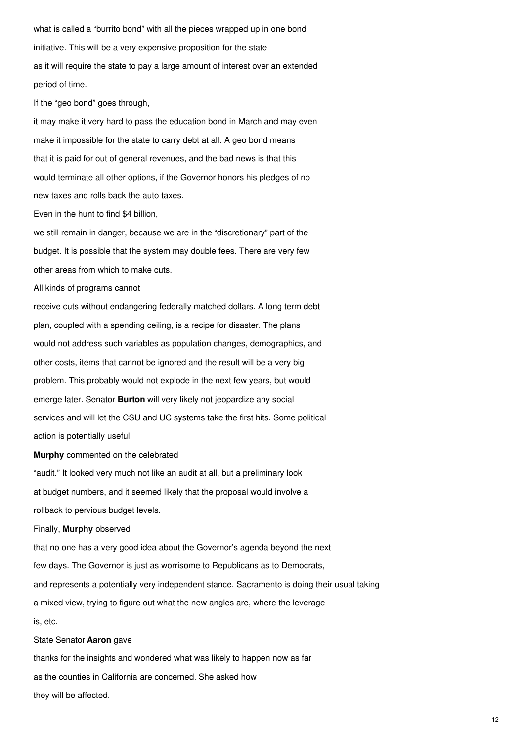what is called a “burrito bond” with all the pieces wrapped up in one bond initiative. This will be a very expensive proposition for the state as it will require the state to pay a large amount of interest over an extended period of time.

If the “geo bond” goes through, it may make it very hard to pass the education bond in March and may even make it impossible for the state to carry debt at all. A geo bond means that it is paid for out of general revenues, and the bad news is that this would terminate all other options, if the Governor honors his pledges of no new taxes and rolls back the auto taxes.

Even in the hunt to find $4 billion, we still remain in danger, because we are in the “discretionary” part of the budget. It is possible that the system may double fees. There are very few other areas from which to make cuts.

All kinds of programs cannot receive cuts without endangering federally matched dollars. A long term debt plan, coupled with a spending ceiling, is a recipe for disaster. The plans would not address such variables as population changes, demographics, and other costs, items that cannot be ignored and the result will be a very big problem. This probably would not explode in the next few years, but would emerge later. Senator **Burton** will very likely not jeopardize any social services and will let the CSU and UC systems take the first hits. Some political action is potentially useful.

**Murphy** commented on the celebrated “audit.” It looked very much not like an audit at all, but a preliminary look at budget numbers, and it seemed likely that the proposal would involve a rollback to pervious budget levels.

Finally, **Murphy** observed that no one has a very good idea about the Governor’s agenda beyond the next few days. The Governor is just as worrisome to Republicans as to Democrats, and represents a potentially very independent stance. Sacramento is doing their usual taking a mixed view, trying to figure out what the new angles are, where the leverage is, etc.

State Senator **Aaron** gave thanks for the insights and wondered what was likely to happen now as far as the counties in California are concerned. She asked how they will be affected.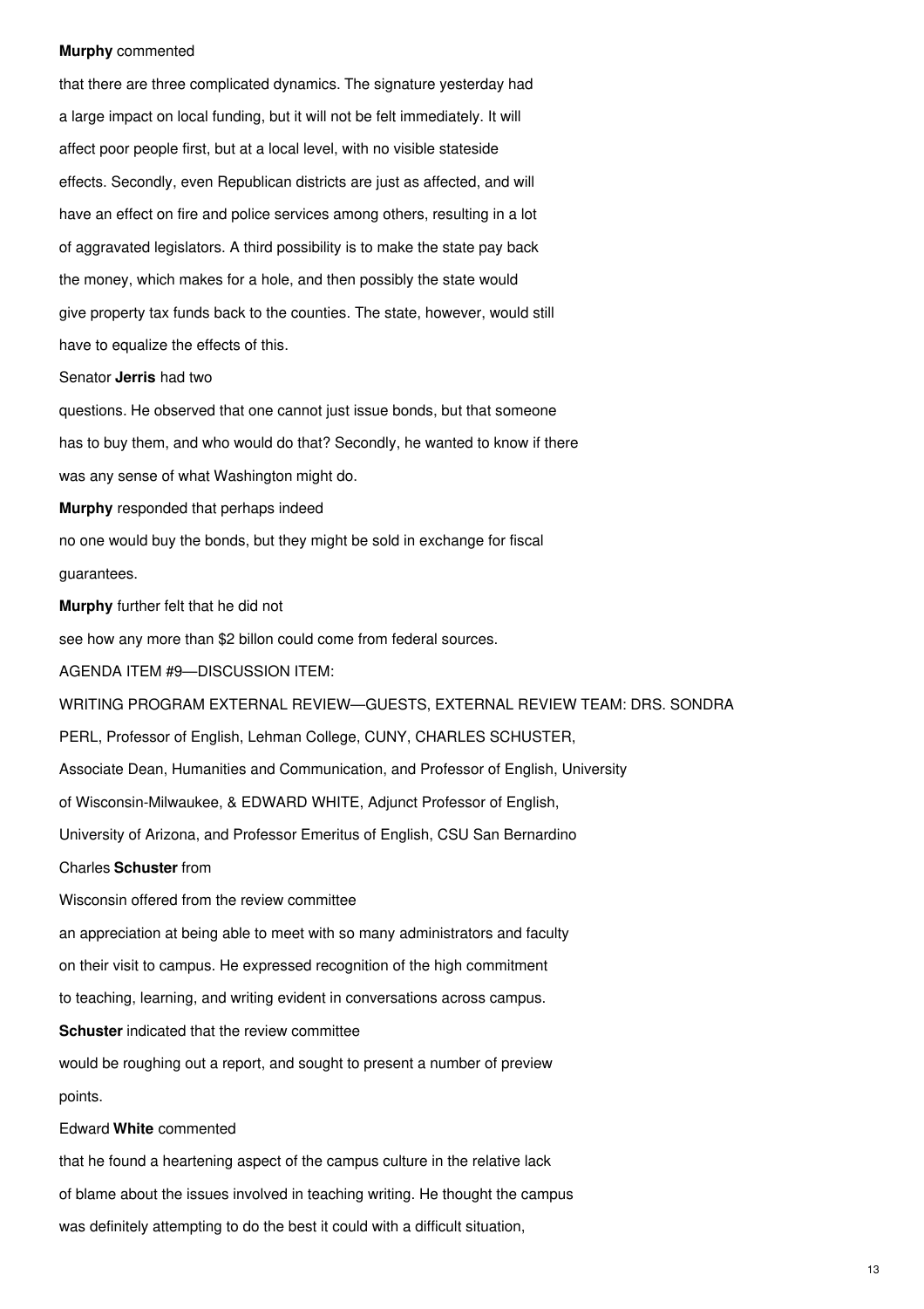**Murphy** commented that there are three complicated dynamics. The signature yesterday had a large impact on local funding, but it will not be felt immediately. It will affect poor people first, but at a local level, with no visible stateside effects. Secondly, even Republican districts are just as affected, and will have an effect on fire and police services among others, resulting in a lot of aggravated legislators. A third possibility is to make the state pay back the money, which makes for a hole, and then possibly the state would give property tax funds back to the counties. The state, however, would still have to equalize the effects of this.

Senator **Jerris** had two questions. He observed that one cannot just issue bonds, but that someone has to buy them, and who would do that? Secondly, he wanted to know if there was any sense of what Washington might do.

**Murphy** responded that perhaps indeed no one would buy the bonds, but they might be sold in exchange for fiscal guarantees.

**Murphy** further felt that he did not see how any more than $2 billon could come from federal sources.

AGENDA ITEM #9—DISCUSSION ITEM:

WRITING PROGRAM EXTERNAL REVIEW—GUESTS, EXTERNAL REVIEW TEAM: DRS. SONDRA PERL, Professor of English, Lehman College, CUNY, CHARLES SCHUSTER, Associate Dean, Humanities and Communication, and Professor of English, University of Wisconsin-Milwaukee, & EDWARD WHITE, Adjunct Professor of English, University of Arizona, and Professor Emeritus of English, CSU San Bernardino

Charles **Schuster** from Wisconsin offered from the review committee an appreciation at being able to meet with so many administrators and faculty on their visit to campus. He expressed recognition of the high commitment to teaching, learning, and writing evident in conversations across campus.

**Schuster** indicated that the review committee would be roughing out a report, and sought to present a number of preview points.

Edward **White** commented that he found a heartening aspect of the campus culture in the relative lack of blame about the issues involved in teaching writing. He thought the campus was definitely attempting to do the best it could with a difficult situation,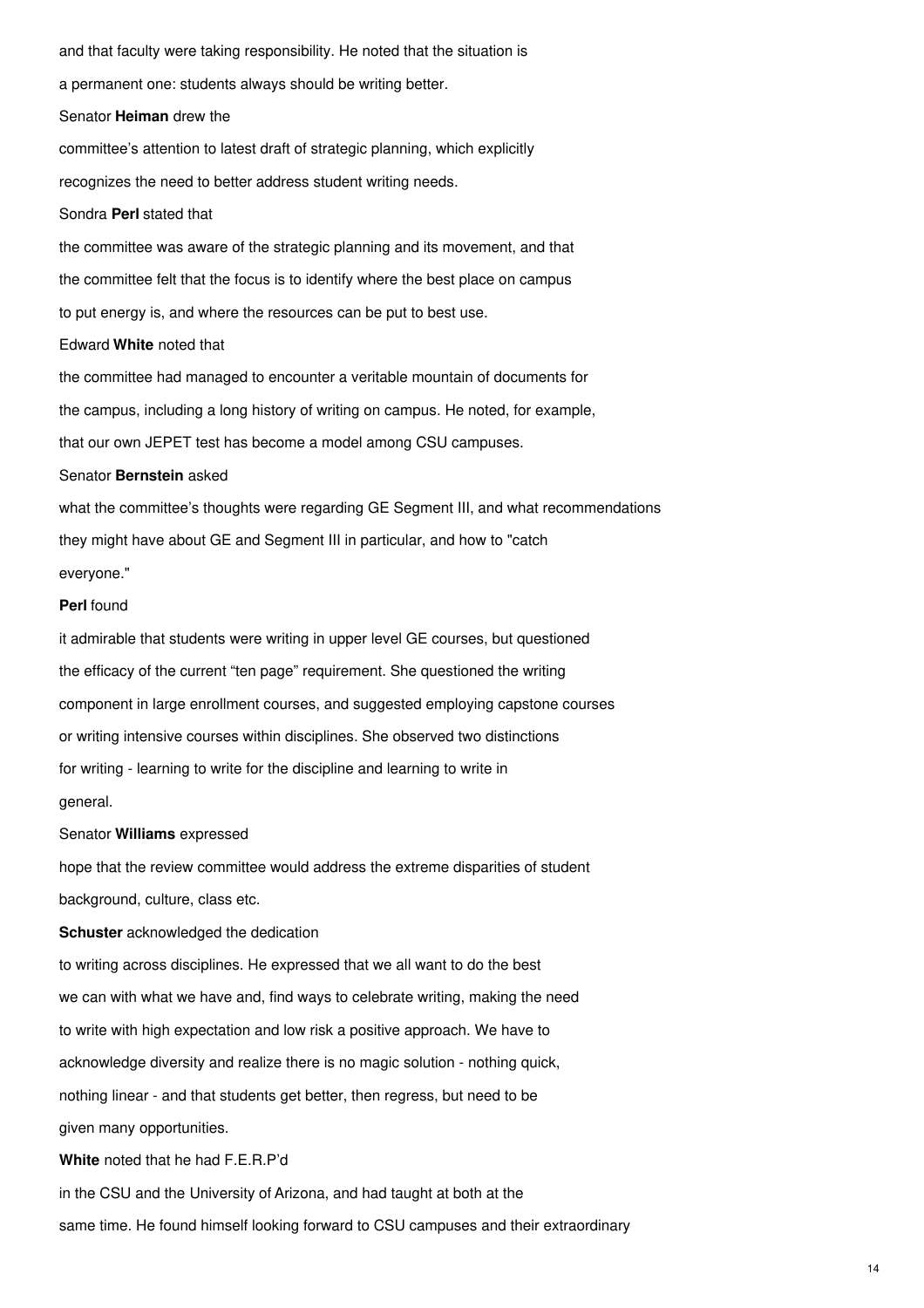and that faculty were taking responsibility. He noted that the situation is a permanent one: students always should be writing better.

Senator **Heiman** drew the committee's attention to latest draft of strategic planning, which explicitly recognizes the need to better address student writing needs.

Sondra **Perl** stated that the committee was aware of the strategic planning and its movement, and that the committee felt that the focus is to identify where the best place on campus to put energy is, and where the resources can be put to best use.

Edward **White** noted that the committee had managed to encounter a veritable mountain of documents for the campus, including a long history of writing on campus. He noted, for example, that our own JEPET test has become a model among CSU campuses.

Senator **Bernstein** asked what the committee's thoughts were regarding GE Segment III, and what recommendations they might have about GE and Segment III in particular, and how to "catch everyone."

**Perl** found it admirable that students were writing in upper level GE courses, but questioned the efficacy of the current "ten page" requirement. She questioned the writing component in large enrollment courses, and suggested employing capstone courses or writing intensive courses within disciplines. She observed two distinctions for writing - learning to write for the discipline and learning to write in general.

Senator **Williams** expressed hope that the review committee would address the extreme disparities of student background, culture, class etc.

**Schuster** acknowledged the dedication to writing across disciplines. He expressed that we all want to do the best we can with what we have and, find ways to celebrate writing, making the need to write with high expectation and low risk a positive approach. We have to acknowledge diversity and realize there is no magic solution - nothing quick, nothing linear - and that students get better, then regress, but need to be given many opportunities.

**White** noted that he had F.E.R.P'd in the CSU and the University of Arizona, and had taught at both at the same time. He found himself looking forward to CSU campuses and their extraordinary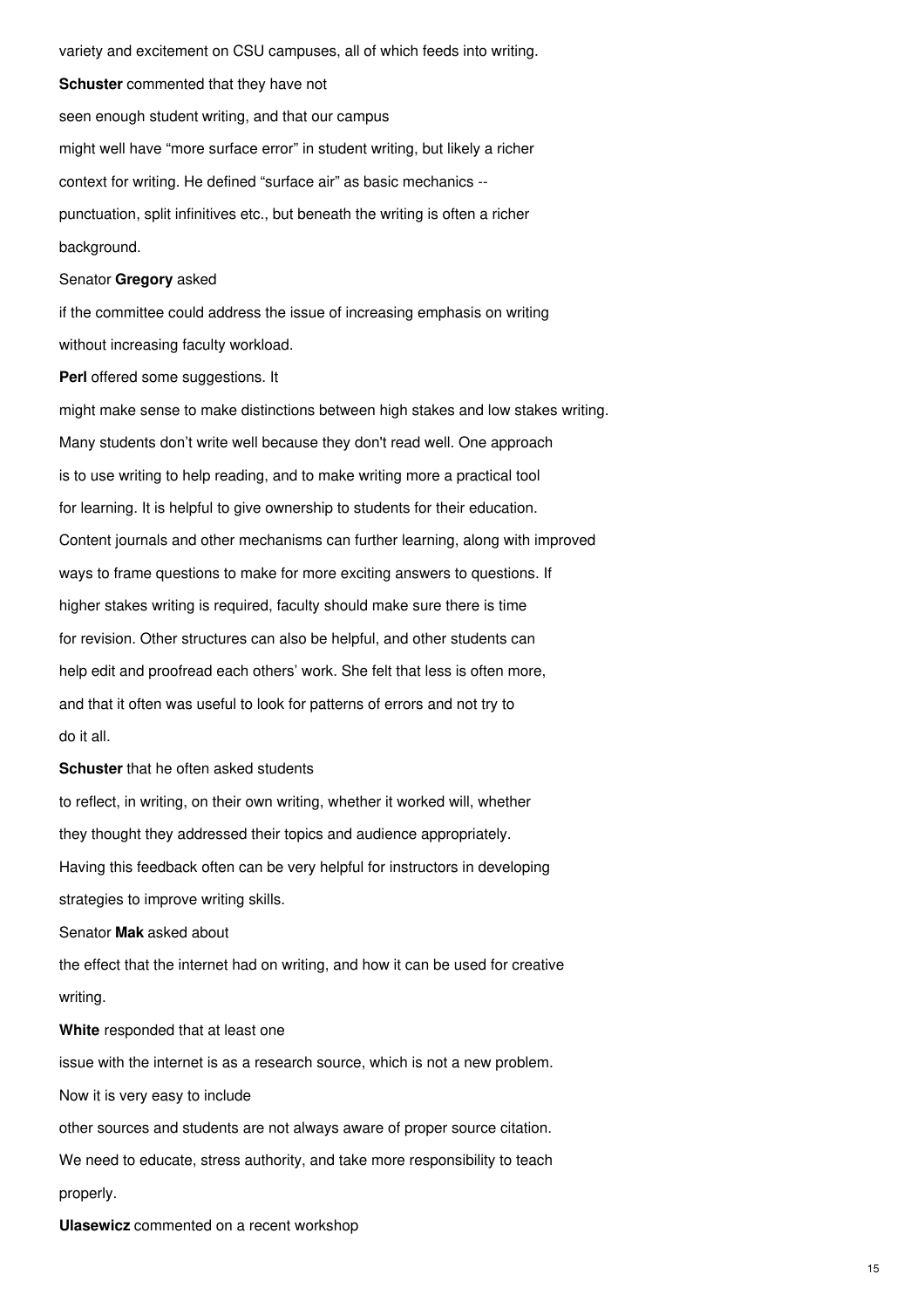variety and excitement on CSU campuses, all of which feeds into writing.

**Schuster** commented that they have not seen enough student writing, and that our campus might well have "more surface error" in student writing, but likely a richer context for writing. He defined "surface air" as basic mechanics -- punctuation, split infinitives etc., but beneath the writing is often a richer background.

Senator **Gregory** asked if the committee could address the issue of increasing emphasis on writing without increasing faculty workload.

**Perl** offered some suggestions. It might make sense to make distinctions between high stakes and low stakes writing. Many students don't write well because they don't read well. One approach is to use writing to help reading, and to make writing more a practical tool for learning. It is helpful to give ownership to students for their education. Content journals and other mechanisms can further learning, along with improved ways to frame questions to make for more exciting answers to questions. If higher stakes writing is required, faculty should make sure there is time for revision. Other structures can also be helpful, and other students can help edit and proofread each others' work. She felt that less is often more, and that it often was useful to look for patterns of errors and not try to do it all.

**Schuster** that he often asked students to reflect, in writing, on their own writing, whether it worked will, whether they thought they addressed their topics and audience appropriately. Having this feedback often can be very helpful for instructors in developing strategies to improve writing skills.

Senator **Mak** asked about the effect that the internet had on writing, and how it can be used for creative writing.

**White** responded that at least one issue with the internet is as a research source, which is not a new problem. Now it is very easy to include other sources and students are not always aware of proper source citation. We need to educate, stress authority, and take more responsibility to teach properly.

**Ulasewicz** commented on a recent workshop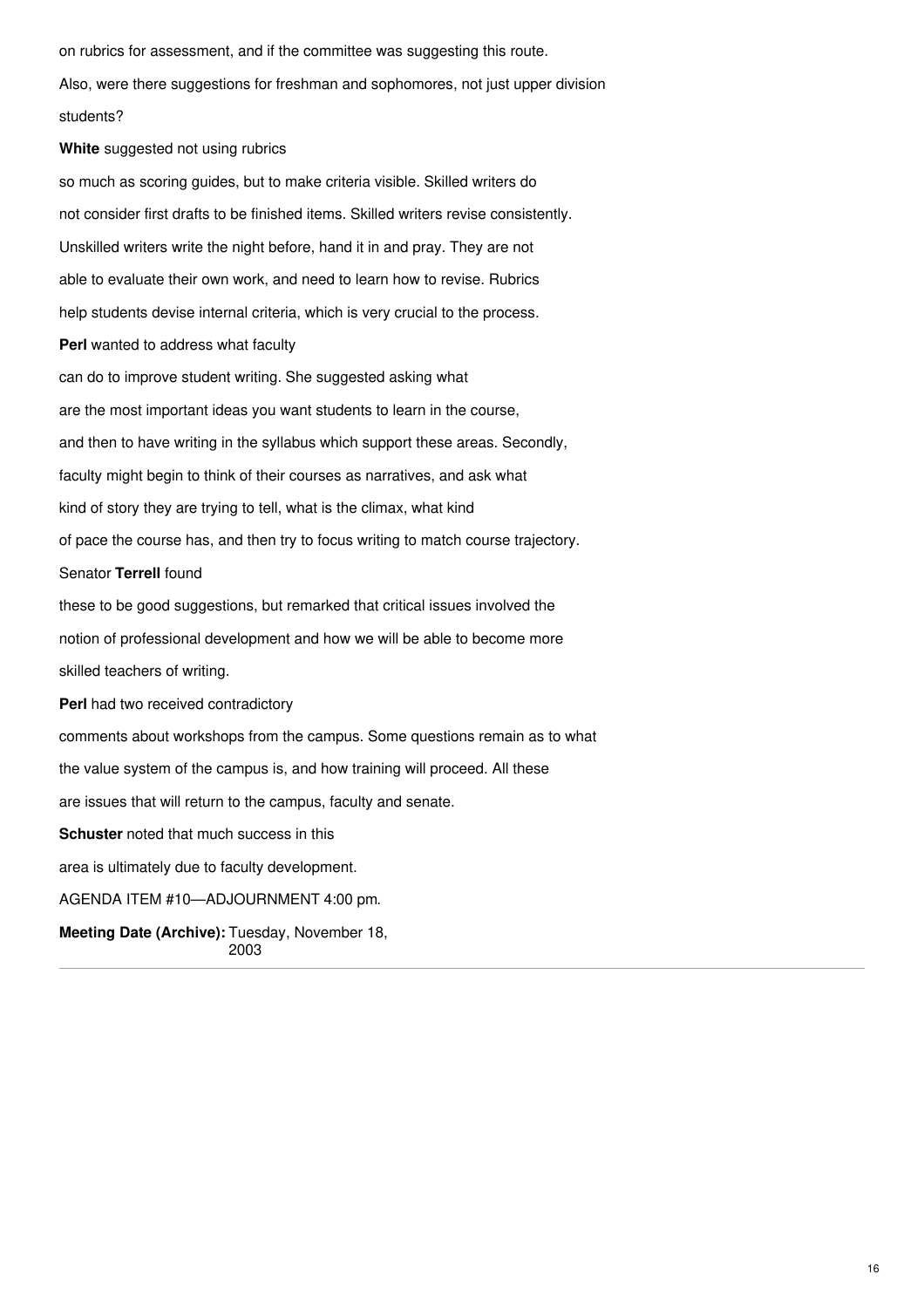on rubrics for assessment, and if the committee was suggesting this route. Also, were there suggestions for freshman and sophomores, not just upper division students?

**White** suggested not using rubrics so much as scoring guides, but to make criteria visible. Skilled writers do not consider first drafts to be finished items. Skilled writers revise consistently. Unskilled writers write the night before, hand it in and pray. They are not able to evaluate their own work, and need to learn how to revise. Rubrics help students devise internal criteria, which is very crucial to the process.

**Perl** wanted to address what faculty can do to improve student writing. She suggested asking what are the most important ideas you want students to learn in the course, and then to have writing in the syllabus which support these areas. Secondly, faculty might begin to think of their courses as narratives, and ask what kind of story they are trying to tell, what is the climax, what kind of pace the course has, and then try to focus writing to match course trajectory.

Senator **Terrell** found these to be good suggestions, but remarked that critical issues involved the notion of professional development and how we will be able to become more skilled teachers of writing.

**Perl** had two received contradictory comments about workshops from the campus. Some questions remain as to what the value system of the campus is, and how training will proceed. All these are issues that will return to the campus, faculty and senate.

**Schuster** noted that much success in this area is ultimately due to faculty development.

AGENDA ITEM #10—ADJOURNMENT 4:00 pm.

**Meeting Date (Archive):** Tuesday, November 18, 2003